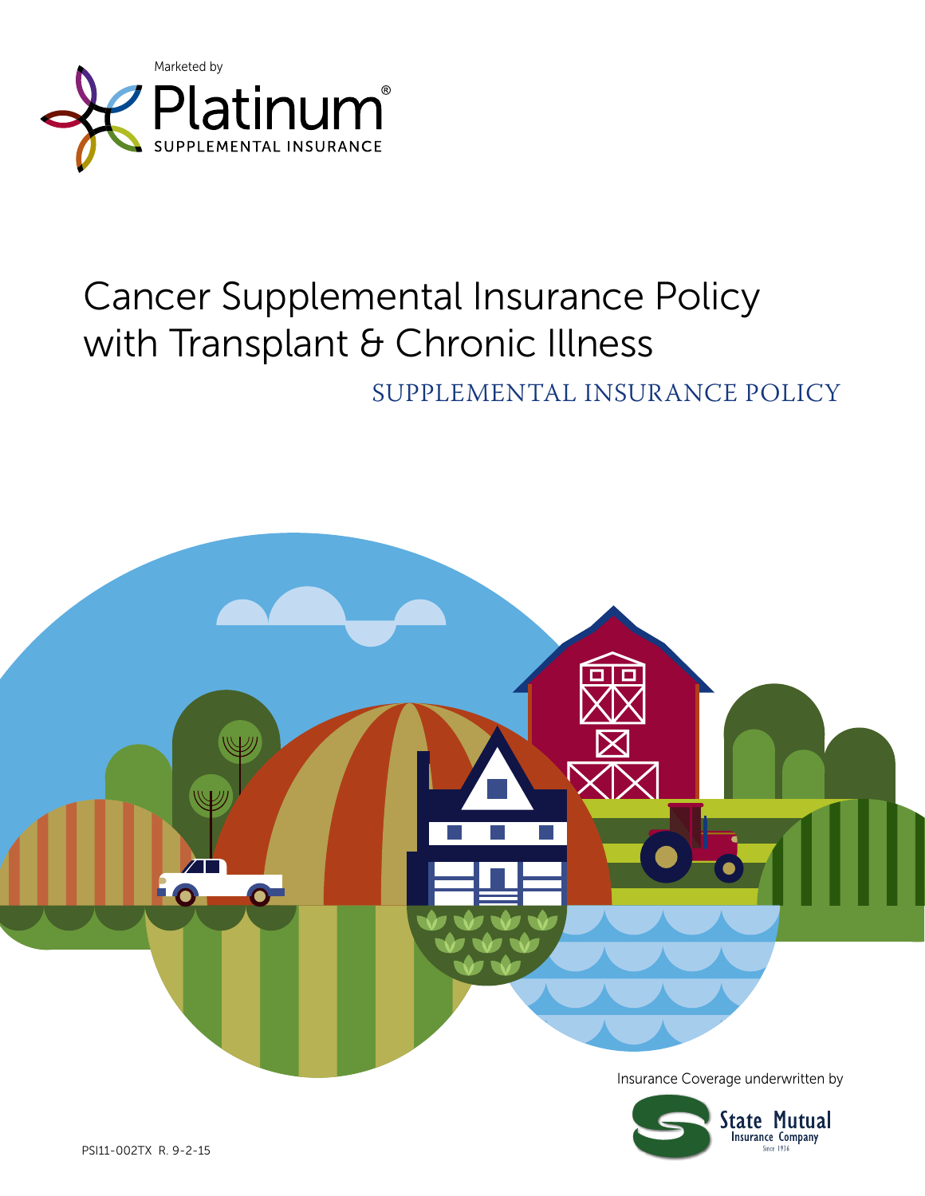Marketed by

Platinum®
SUPPLEMENTAL INSURANCE

# Cancer Supplemental Insurance Policy with Transplant & Chronic Illness

## SUPPLEMENTAL INSURANCE POLICY

Insurance Coverage underwritten by

State Mutual Insurance Company
Since 1936

PSI11-002TX R. 9-2-15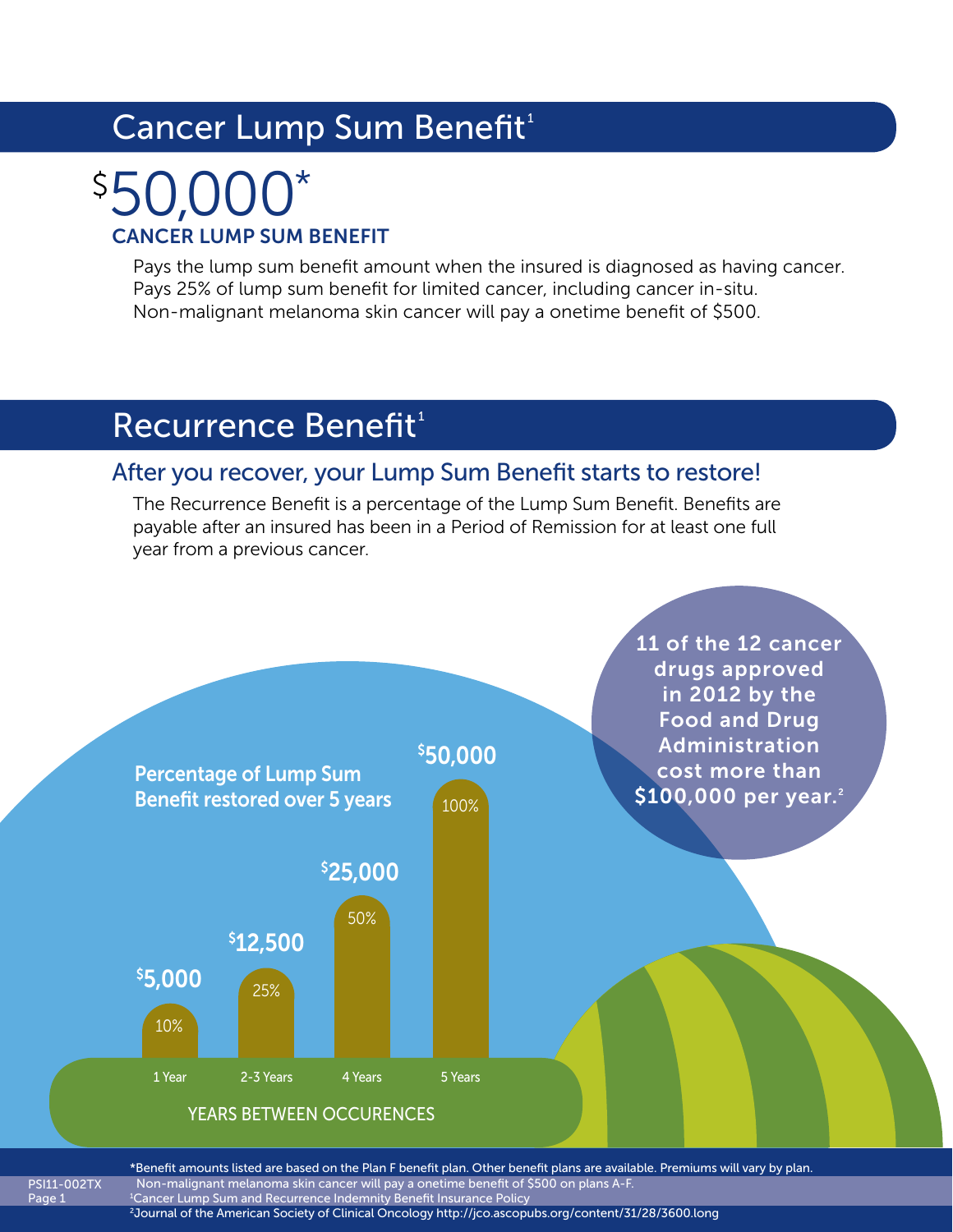## Cancer Lump Sum Benefit[1]

# $50,000*

### CANCER LUMP SUM BENEFIT

Pays the lump sum benefit amount when the insured is diagnosed as having cancer. Pays 25% of lump sum benefit for limited cancer, including cancer in-situ. Non-malignant melanoma skin cancer will pay a onetime benefit of $500.

## Recurrence Benefit[1]

### After you recover, your Lump Sum Benefit starts to restore!

The Recurrence Benefit is a percentage of the Lump Sum Benefit. Benefits are payable after an insured has been in a Period of Remission for at least one full year from a previous cancer.

**Percentage of Lump Sum Benefit restored over 5 years**

| Years Between Occurences | Percentage | Amount |
| --- | --- | --- |
| 1 Year | 10% | $5,000 |
| 2-3 Years | 25% | $12,500 |
| 4 Years | 50% | $25,000 |
| 5 Years | 100% | $50,000 |

**11 of the 12 cancer drugs approved in 2012 by the Food and Drug Administration cost more than $100,000 per year.[2]**

*Benefit amounts listed are based on the Plan F benefit plan. Other benefit plans are available. Premiums will vary by plan.
Non-malignant melanoma skin cancer will pay a onetime benefit of $500 on plans A-F.
[1]Cancer Lump Sum and Recurrence Indemnity Benefit Insurance Policy
[2]Journal of the American Society of Clinical Oncology http://jco.ascopubs.org/content/31/28/3600.long

PSI11-002TX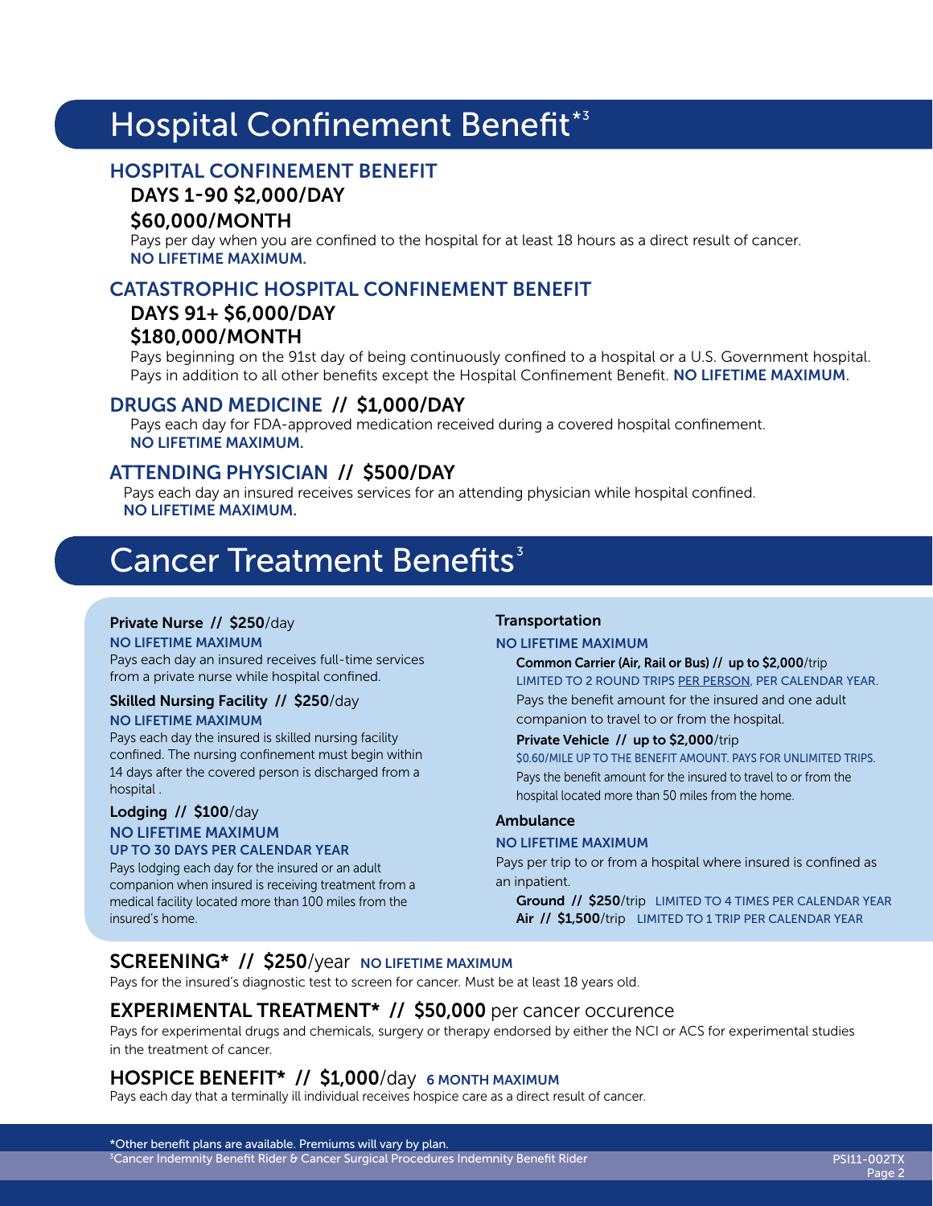# Hospital Confinement Benefit*[3]

## HOSPITAL CONFINEMENT BENEFIT

### DAYS 1-90 $2,000/DAY

### $60,000/MONTH

Pays per day when you are confined to the hospital for at least 18 hours as a direct result of cancer.
**NO LIFETIME MAXIMUM.**

## CATASTROPHIC HOSPITAL CONFINEMENT BENEFIT

### DAYS 91+ $6,000/DAY

### $180,000/MONTH

Pays beginning on the 91st day of being continuously confined to a hospital or a U.S. Government hospital. Pays in addition to all other benefits except the Hospital Confinement Benefit. **NO LIFETIME MAXIMUM.**

## DRUGS AND MEDICINE // $1,000/DAY

Pays each day for FDA-approved medication received during a covered hospital confinement.
**NO LIFETIME MAXIMUM.**

## ATTENDING PHYSICIAN // $500/DAY

Pays each day an insured receives services for an attending physician while hospital confined.
**NO LIFETIME MAXIMUM.**

# Cancer Treatment Benefits[3]

**Private Nurse // $250**/day
**NO LIFETIME MAXIMUM**
Pays each day an insured receives full-time services from a private nurse while hospital confined.

**Skilled Nursing Facility // $250**/day
**NO LIFETIME MAXIMUM**
Pays each day the insured is skilled nursing facility confined. The nursing confinement must begin within 14 days after the covered person is discharged from a hospital .

**Lodging // $100**/day
**NO LIFETIME MAXIMUM**
**UP TO 30 DAYS PER CALENDAR YEAR**
Pays lodging each day for the insured or an adult companion when insured is receiving treatment from a medical facility located more than 100 miles from the insured's home.

**Transportation**
**NO LIFETIME MAXIMUM**

**Common Carrier (Air, Rail or Bus) // up to $2,000**/trip
LIMITED TO 2 ROUND TRIPS PER PERSON, PER CALENDAR YEAR.
Pays the benefit amount for the insured and one adult companion to travel to or from the hospital.

**Private Vehicle // up to $2,000**/trip
$0.60/MILE UP TO THE BENEFIT AMOUNT. PAYS FOR UNLIMITED TRIPS.
Pays the benefit amount for the insured to travel to or from the hospital located more than 50 miles from the home.

**Ambulance**
**NO LIFETIME MAXIMUM**
Pays per trip to or from a hospital where insured is confined as an inpatient.

**Ground // $250**/trip LIMITED TO 4 TIMES PER CALENDAR YEAR
**Air // $1,500**/trip LIMITED TO 1 TRIP PER CALENDAR YEAR

## SCREENING* // $250/year NO LIFETIME MAXIMUM

Pays for the insured's diagnostic test to screen for cancer. Must be at least 18 years old.

## EXPERIMENTAL TREATMENT* // $50,000 per cancer occurence

Pays for experimental drugs and chemicals, surgery or therapy endorsed by either the NCI or ACS for experimental studies in the treatment of cancer.

## HOSPICE BENEFIT* // $1,000/day 6 MONTH MAXIMUM

Pays each day that a terminally ill individual receives hospice care as a direct result of cancer.

*Other benefit plans are available. Premiums will vary by plan.
[3]Cancer Indemnity Benefit Rider & Cancer Surgical Procedures Indemnity Benefit Rider

PSI11-002TX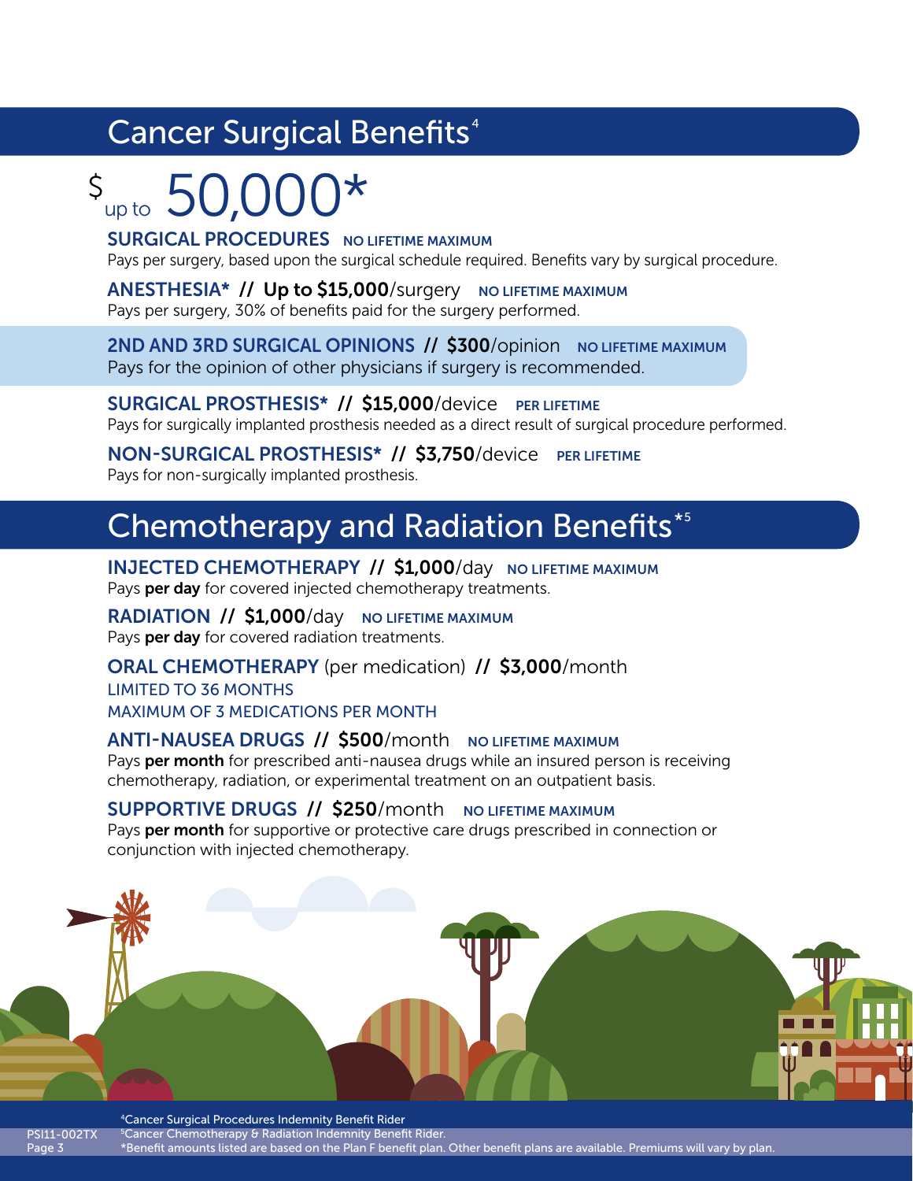## Cancer Surgical Benefits[4]

$ up to 50,000*

**SURGICAL PROCEDURES** NO LIFETIME MAXIMUM
Pays per surgery, based upon the surgical schedule required. Benefits vary by surgical procedure.

**ANESTHESIA* // Up to $15,000/surgery** NO LIFETIME MAXIMUM
Pays per surgery, 30% of benefits paid for the surgery performed.

**2ND AND 3RD SURGICAL OPINIONS // $300/opinion** NO LIFETIME MAXIMUM
Pays for the opinion of other physicians if surgery is recommended.

**SURGICAL PROSTHESIS* // $15,000/device** PER LIFETIME
Pays for surgically implanted prosthesis needed as a direct result of surgical procedure performed.

**NON-SURGICAL PROSTHESIS* // $3,750/device** PER LIFETIME
Pays for non-surgically implanted prosthesis.

## Chemotherapy and Radiation Benefits*[5]

**INJECTED CHEMOTHERAPY // $1,000/day** NO LIFETIME MAXIMUM
Pays **per day** for covered injected chemotherapy treatments.

**RADIATION // $1,000/day** NO LIFETIME MAXIMUM
Pays **per day** for covered radiation treatments.

**ORAL CHEMOTHERAPY** (per medication) **// $3,000/month**
LIMITED TO 36 MONTHS
MAXIMUM OF 3 MEDICATIONS PER MONTH

**ANTI-NAUSEA DRUGS // $500/month** NO LIFETIME MAXIMUM
Pays **per month** for prescribed anti-nausea drugs while an insured person is receiving chemotherapy, radiation, or experimental treatment on an outpatient basis.

**SUPPORTIVE DRUGS // $250/month** NO LIFETIME MAXIMUM
Pays **per month** for supportive or protective care drugs prescribed in connection or conjunction with injected chemotherapy.

[4]Cancer Surgical Procedures Indemnity Benefit Rider
[5]Cancer Chemotherapy & Radiation Indemnity Benefit Rider.
*Benefit amounts listed are based on the Plan F benefit plan. Other benefit plans are available. Premiums will vary by plan.

PSI11-002TX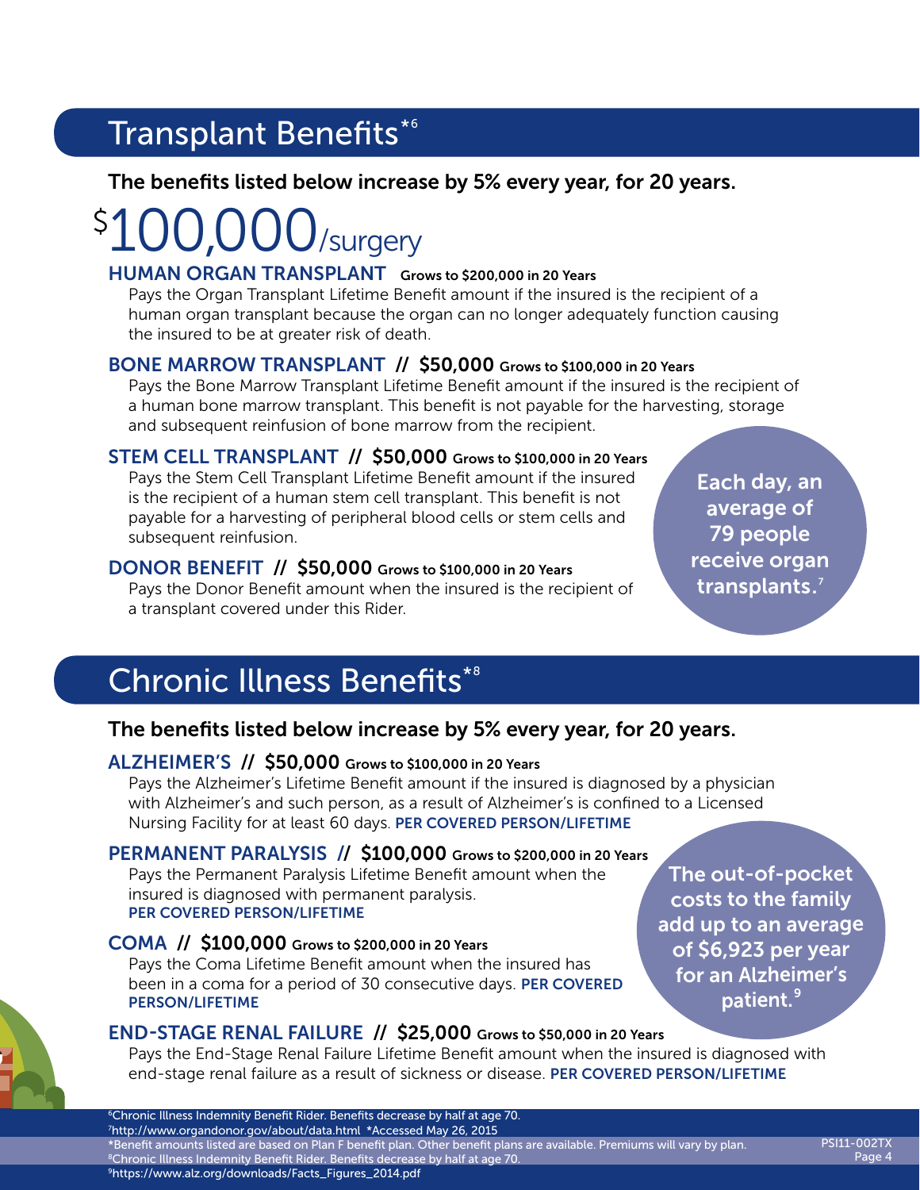## Transplant Benefits*[6]

**The benefits listed below increase by 5% every year, for 20 years.**

# $100,000/surgery

**HUMAN ORGAN TRANSPLANT** Grows to $200,000 in 20 Years

Pays the Organ Transplant Lifetime Benefit amount if the insured is the recipient of a human organ transplant because the organ can no longer adequately function causing the insured to be at greater risk of death.

**BONE MARROW TRANSPLANT // $50,000** Grows to $100,000 in 20 Years

Pays the Bone Marrow Transplant Lifetime Benefit amount if the insured is the recipient of a human bone marrow transplant. This benefit is not payable for the harvesting, storage and subsequent reinfusion of bone marrow from the recipient.

**STEM CELL TRANSPLANT // $50,000** Grows to $100,000 in 20 Years

Pays the Stem Cell Transplant Lifetime Benefit amount if the insured is the recipient of a human stem cell transplant. This benefit is not payable for a harvesting of peripheral blood cells or stem cells and subsequent reinfusion.

**DONOR BENEFIT // $50,000** Grows to $100,000 in 20 Years

Pays the Donor Benefit amount when the insured is the recipient of a transplant covered under this Rider.

**Each day, an average of 79 people receive organ transplants.**[7]

## Chronic Illness Benefits*[8]

**The benefits listed below increase by 5% every year, for 20 years.**

**ALZHEIMER'S // $50,000** Grows to $100,000 in 20 Years

Pays the Alzheimer's Lifetime Benefit amount if the insured is diagnosed by a physician with Alzheimer's and such person, as a result of Alzheimer's is confined to a Licensed Nursing Facility for at least 60 days. PER COVERED PERSON/LIFETIME

**PERMANENT PARALYSIS // $100,000** Grows to $200,000 in 20 Years

Pays the Permanent Paralysis Lifetime Benefit amount when the insured is diagnosed with permanent paralysis. PER COVERED PERSON/LIFETIME

**COMA // $100,000** Grows to $200,000 in 20 Years

Pays the Coma Lifetime Benefit amount when the insured has been in a coma for a period of 30 consecutive days. PER COVERED PERSON/LIFETIME

**END-STAGE RENAL FAILURE // $25,000** Grows to $50,000 in 20 Years

Pays the End-Stage Renal Failure Lifetime Benefit amount when the insured is diagnosed with end-stage renal failure as a result of sickness or disease. PER COVERED PERSON/LIFETIME

**The out-of-pocket costs to the family add up to an average of $6,923 per year for an Alzheimer's patient.**[9]

[6]Chronic Illness Indemnity Benefit Rider. Benefits decrease by half at age 70.
[7]http://www.organdonor.gov/about/data.html *Accessed May 26, 2015
*Benefit amounts listed are based on Plan F benefit plan. Other benefit plans are available. Premiums will vary by plan.
[8]Chronic Illness Indemnity Benefit Rider. Benefits decrease by half at age 70.
[9]https://www.alz.org/downloads/Facts_Figures_2014.pdf

PSI11-002TX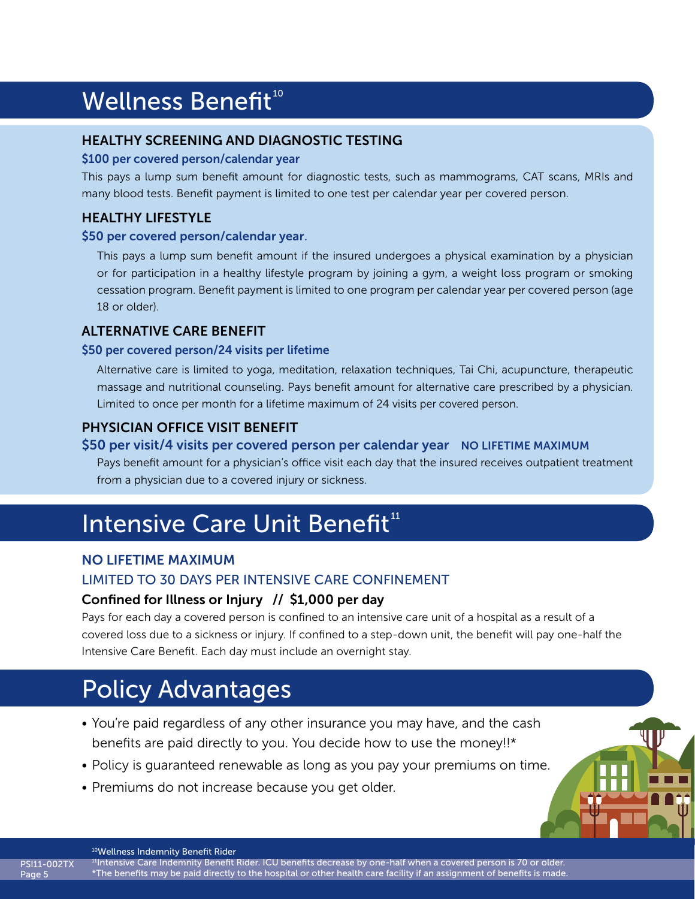## Wellness Benefit[10]

### HEALTHY SCREENING AND DIAGNOSTIC TESTING

**$100 per covered person/calendar year**

This pays a lump sum benefit amount for diagnostic tests, such as mammograms, CAT scans, MRIs and many blood tests. Benefit payment is limited to one test per calendar year per covered person.

### HEALTHY LIFESTYLE

**$50 per covered person/calendar year.**

This pays a lump sum benefit amount if the insured undergoes a physical examination by a physician or for participation in a healthy lifestyle program by joining a gym, a weight loss program or smoking cessation program. Benefit payment is limited to one program per calendar year per covered person (age 18 or older).

### ALTERNATIVE CARE BENEFIT

**$50 per covered person/24 visits per lifetime**

Alternative care is limited to yoga, meditation, relaxation techniques, Tai Chi, acupuncture, therapeutic massage and nutritional counseling. Pays benefit amount for alternative care prescribed by a physician. Limited to once per month for a lifetime maximum of 24 visits per covered person.

### PHYSICIAN OFFICE VISIT BENEFIT

**$50 per visit/4 visits per covered person per calendar year** NO LIFETIME MAXIMUM

Pays benefit amount for a physician's office visit each day that the insured receives outpatient treatment from a physician due to a covered injury or sickness.

## Intensive Care Unit Benefit[11]

NO LIFETIME MAXIMUM

LIMITED TO 30 DAYS PER INTENSIVE CARE CONFINEMENT

**Confined for Illness or Injury // $1,000 per day**

Pays for each day a covered person is confined to an intensive care unit of a hospital as a result of a covered loss due to a sickness or injury. If confined to a step-down unit, the benefit will pay one-half the Intensive Care Benefit. Each day must include an overnight stay.

## Policy Advantages

- You're paid regardless of any other insurance you may have, and the cash benefits are paid directly to you. You decide how to use the money!!*
- Policy is guaranteed renewable as long as you pay your premiums on time.
- Premiums do not increase because you get older.

[10] Wellness Indemnity Benefit Rider

[11] Intensive Care Indemnity Benefit Rider. ICU benefits decrease by one-half when a covered person is 70 or older.

*The benefits may be paid directly to the hospital or other health care facility if an assignment of benefits is made.

PSI11-002TX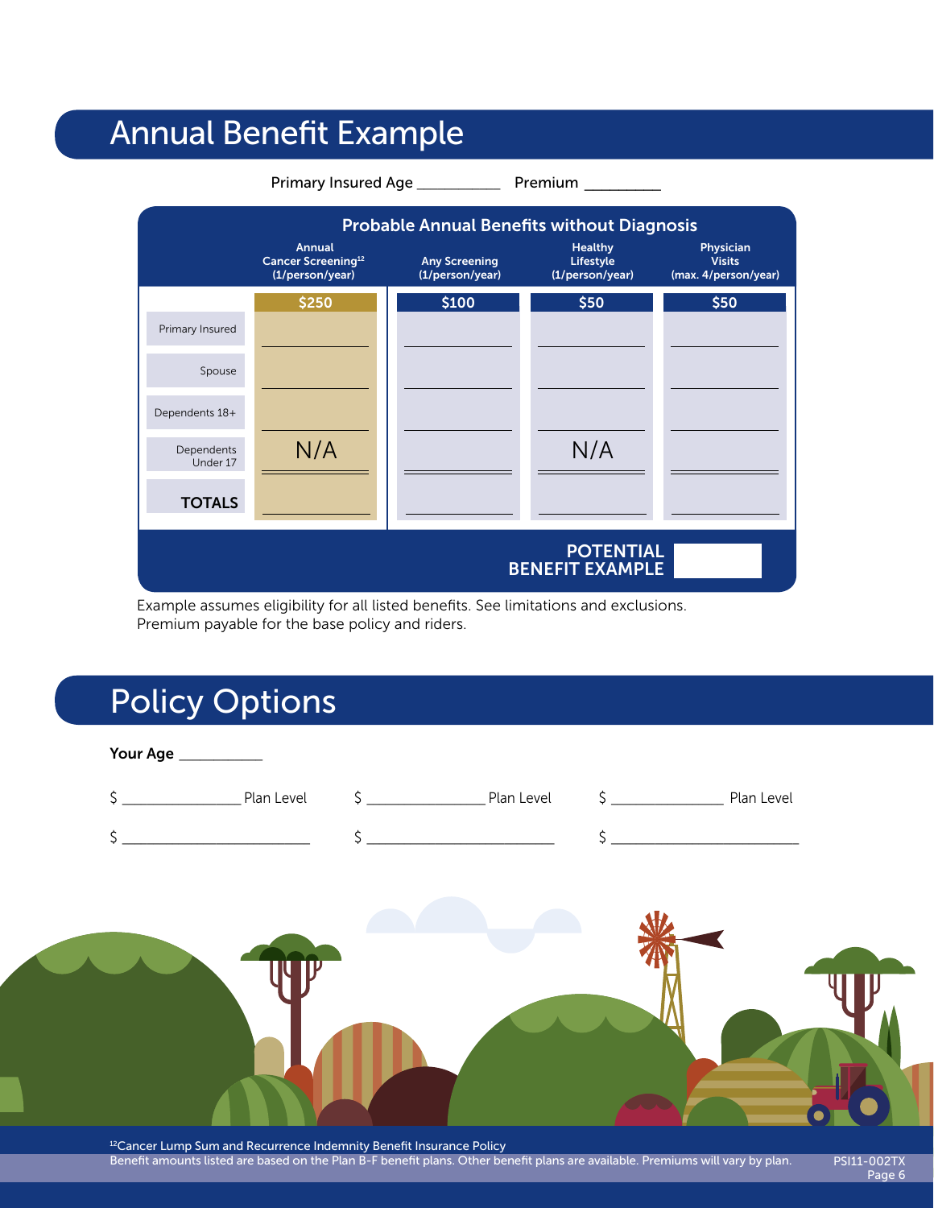# Annual Benefit Example

Primary Insured Age __________ Premium _________

| Probable Annual Benefits without Diagnosis | | | | |
|---|---|---|---|---|
| | Annual Cancer Screening[12] (1/person/year) | Any Screening (1/person/year) | Healthy Lifestyle (1/person/year) | Physician Visits (max. 4/person/year) |
| | $250 | $100 | $50 | $50 |
| Primary Insured | | | | |
| Spouse | | | | |
| Dependents 18+ | | | | |
| Dependents Under 17 | N/A | | N/A | |
| **TOTALS** | | | | |
| | | | **POTENTIAL BENEFIT EXAMPLE** | |

Example assumes eligibility for all listed benefits. See limitations and exclusions.
Premium payable for the base policy and riders.

# Policy Options

**Your Age** __________

$ ______________ Plan Level $ ______________ Plan Level $ ______________ Plan Level

$ ______________________ $ ______________________ $ ______________________

[12]Cancer Lump Sum and Recurrence Indemnity Benefit Insurance Policy
Benefit amounts listed are based on the Plan B-F benefit plans. Other benefit plans are available. Premiums will vary by plan.

PSI11-002TX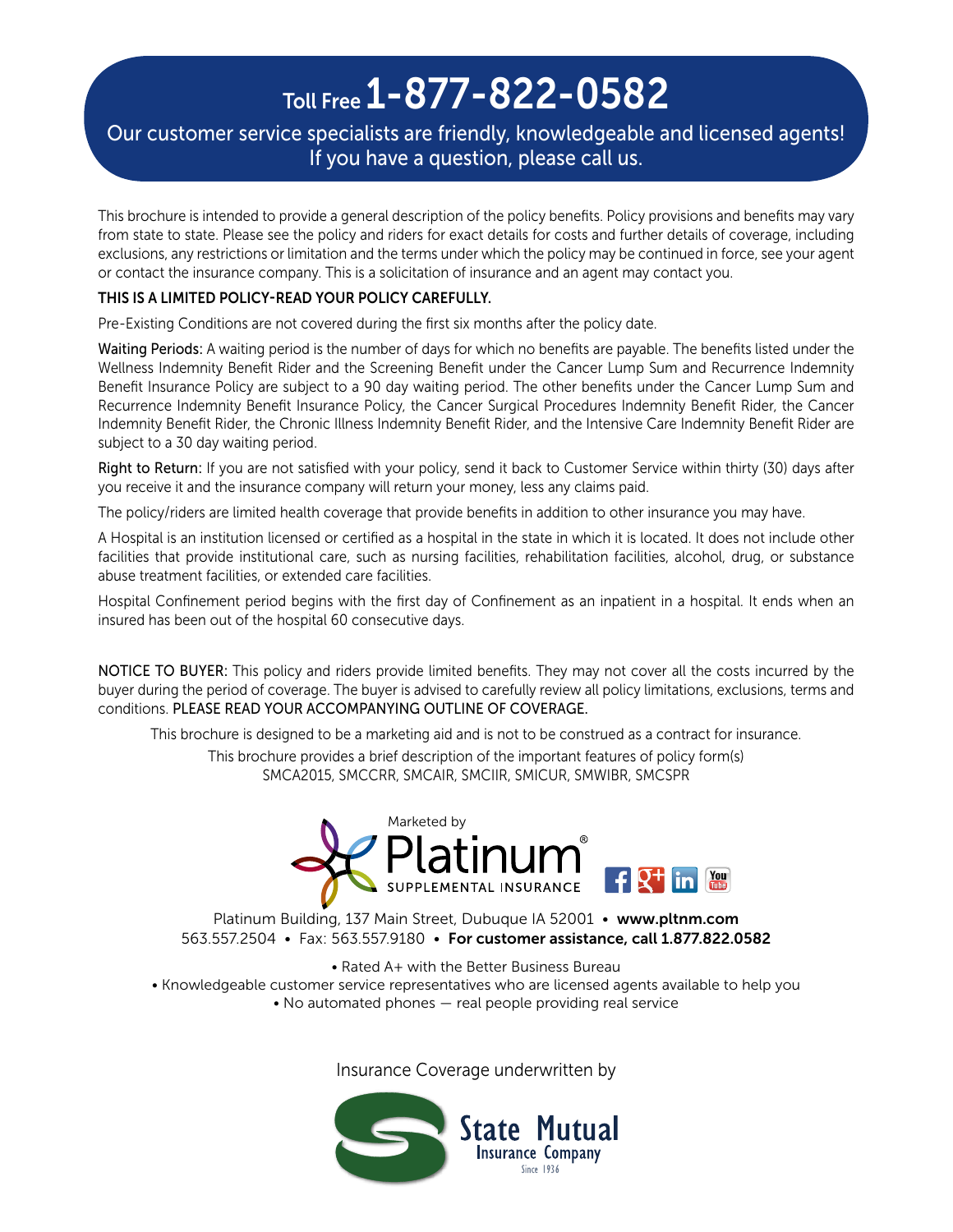# Toll Free 1-877-822-0582

Our customer service specialists are friendly, knowledgeable and licensed agents!
If you have a question, please call us.

This brochure is intended to provide a general description of the policy benefits. Policy provisions and benefits may vary from state to state. Please see the policy and riders for exact details for costs and further details of coverage, including exclusions, any restrictions or limitation and the terms under which the policy may be continued in force, see your agent or contact the insurance company. This is a solicitation of insurance and an agent may contact you.

**THIS IS A LIMITED POLICY-READ YOUR POLICY CAREFULLY.**

Pre-Existing Conditions are not covered during the first six months after the policy date.

**Waiting Periods:** A waiting period is the number of days for which no benefits are payable. The benefits listed under the Wellness Indemnity Benefit Rider and the Screening Benefit under the Cancer Lump Sum and Recurrence Indemnity Benefit Insurance Policy are subject to a 90 day waiting period. The other benefits under the Cancer Lump Sum and Recurrence Indemnity Benefit Insurance Policy, the Cancer Surgical Procedures Indemnity Benefit Rider, the Cancer Indemnity Benefit Rider, the Chronic Illness Indemnity Benefit Rider, and the Intensive Care Indemnity Benefit Rider are subject to a 30 day waiting period.

**Right to Return:** If you are not satisfied with your policy, send it back to Customer Service within thirty (30) days after you receive it and the insurance company will return your money, less any claims paid.

The policy/riders are limited health coverage that provide benefits in addition to other insurance you may have.

A Hospital is an institution licensed or certified as a hospital in the state in which it is located. It does not include other facilities that provide institutional care, such as nursing facilities, rehabilitation facilities, alcohol, drug, or substance abuse treatment facilities, or extended care facilities.

Hospital Confinement period begins with the first day of Confinement as an inpatient in a hospital. It ends when an insured has been out of the hospital 60 consecutive days.

**NOTICE TO BUYER:** This policy and riders provide limited benefits. They may not cover all the costs incurred by the buyer during the period of coverage. The buyer is advised to carefully review all policy limitations, exclusions, terms and conditions. **PLEASE READ YOUR ACCOMPANYING OUTLINE OF COVERAGE.**

This brochure is designed to be a marketing aid and is not to be construed as a contract for insurance.

This brochure provides a brief description of the important features of policy form(s)
SMCA2015, SMCCRR, SMCAIR, SMCIIR, SMICUR, SMWIBR, SMCSPR

Marketed by
Platinum®
SUPPLEMENTAL INSURANCE

Platinum Building, 137 Main Street, Dubuque IA 52001 • **www.pltnm.com**
563.557.2504 • Fax: 563.557.9180 • **For customer assistance, call 1.877.822.0582**

- Rated A+ with the Better Business Bureau
- Knowledgeable customer service representatives who are licensed agents available to help you
- No automated phones — real people providing real service

Insurance Coverage underwritten by

State Mutual
Insurance Company
Since 1936